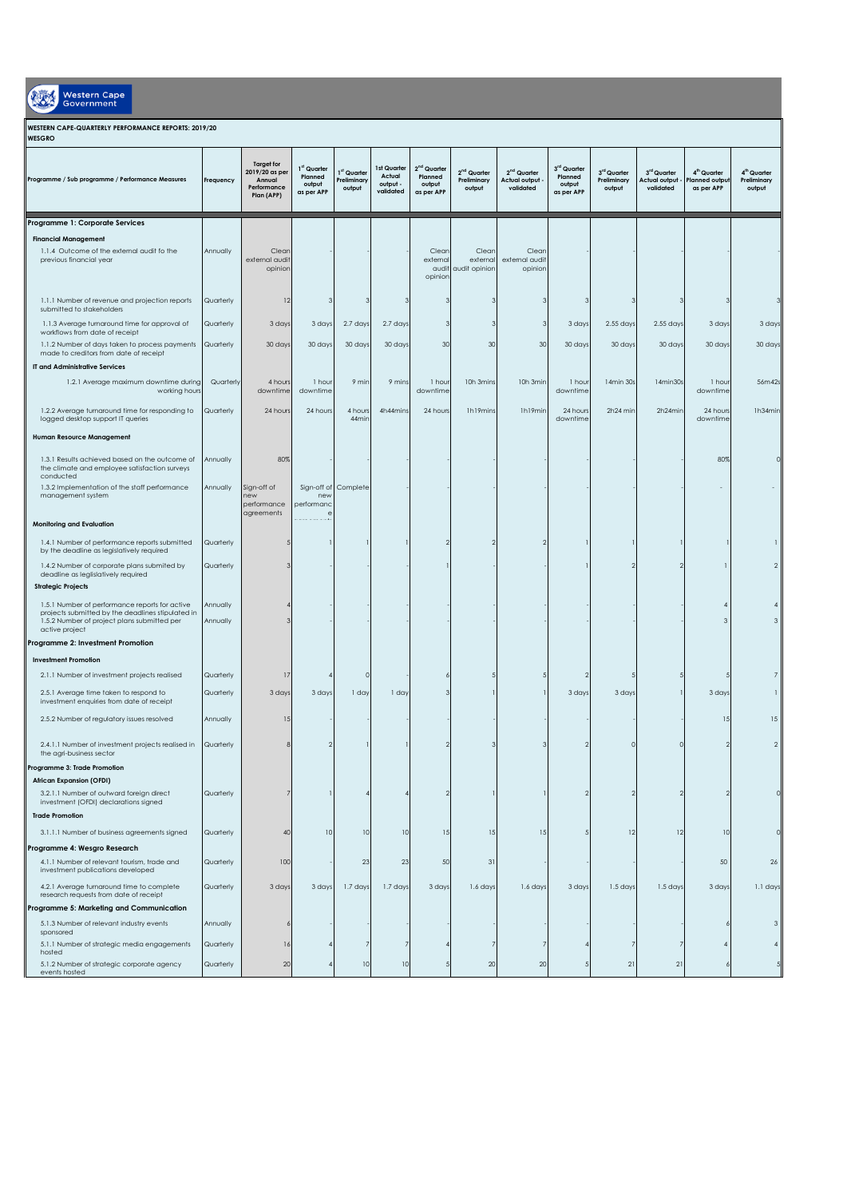**Western Cape Government**

**WESTERN CAPE-QUARTERLY PERFORMANCE REPORTS: 2019/20**
**WESGRO**

| Programme / Sub programme / Performance Measures | Frequency | Target for 2019/20 as per Annual Performance Plan (APP) | 1st Quarter Planned output as per APP | 1st Quarter Preliminary output | 1st Quarter Actual output - validated | 2nd Quarter Planned output as per APP | 2nd Quarter Preliminary output | 2nd Quarter Actual output - validated | 3rd Quarter Planned output as per APP | 3rd Quarter Preliminary output | 3rd Quarter Actual output - validated | 4th Quarter Planned output as per APP | 4th Quarter Preliminary output |
|---|---|---|---|---|---|---|---|---|---|---|---|---|---|
| **Programme 1: Corporate Services** | | | | | | | | | | | | | |
| **Financial Management** | | | | | | | | | | | | | |
| 1.1.4 Outcome of the external audit fo the previous financial year | Annually | Clean external audit opinion | - | - | | Clean external audit opinion | Clean external audit opinion | Clean external audit opinion | - | - | - | | |
| 1.1.1 Number of revenue and projection reports submitted to stakeholders | Quarterly | 12 | 3 | 3 | 3 | 3 | 3 | 3 | 3 | 3 | 3 | 3 | 3 |
| 1.1.3 Average turnaround time for approval of workflows from date of receipt | Quarterly | 3 days | 3 days | 2.7 days | 2.7 days | 3 | 3 | 3 | 3 days | 2.55 days | 2.55 days | 3 days | 3 days |
| 1.1.2 Number of days taken to process payments made to creditors from date of receipt | Quarterly | 30 days | 30 days | 30 days | 30 days | 30 | 30 | 30 | 30 days | 30 days | 30 days | 30 days | 30 days |
| **IT and Administrative Services** | | | | | | | | | | | | | |
| 1.2.1 Average maximum downtime during working hours | Quarterly | 4 hours downtime | 1 hour downtime | 9 min | 9 mins | 1 hour downtime | 10h 3mins | 10h 3min | 1 hour downtime | 14min 30s | 14min30s | 1 hour downtime | 56m42s |
| 1.2.2 Average turnaround time for responding to logged desktop support IT queries | Quarterly | 24 hours | 24 hours | 4 hours 44min | 4h44mins | 24 hours | 1h19mins | 1h19min | 24 hours downtime | 2h24 min | 2h24min | 24 hours downtime | 1h34min |
| **Human Resource Management** | | | | | | | | | | | | | |
| 1.3.1 Results achieved based on the outcome of the climate and employee satisfaction surveys conducted | Annually | 80% | - | - | - | - | - | - | - | - | | 80% | 0 |
| 1.3.2 Implementation of the staff performance management system | Annually | Sign-off of new performance agreements | Sign-off of new performance | Complete | - | - | - | - | - | - | | - | - |
| **Monitoring and Evaluation** | | | | | | | | | | | | | |
| 1.4.1 Number of performance reports submitted by the deadline as legislatively required | Quarterly | 5 | 1 | 1 | 1 | 2 | 2 | 2 | 1 | 1 | 1 | 1 | 1 |
| 1.4.2 Number of corporate plans submited by deadline as legislatively required | Quarterly | 3 | - | - | - | 1 | - | - | 1 | 2 | 2 | 1 | 2 |
| **Strategic Projects** | | | | | | | | | | | | | |
| 1.5.1 Number of performance reports for active projects submitted by the deadlines stipulated in | Annually | 4 | - | - | - | - | - | - | - | - | | 4 | 4 |
| 1.5.2 Number of project plans submitted per active project | Annually | 3 | - | - | - | - | - | - | - | - | | 3 | 3 |
| **Programme 2: Investment Promotion** | | | | | | | | | | | | | |
| **Investment Promotion** | | | | | | | | | | | | | |
| 2.1.1 Number of investment projects realised | Quarterly | 17 | 4 | 0 | - | 6 | 5 | 5 | 2 | 5 | 5 | 5 | 7 |
| 2.5.1 Average time taken to respond to investment enquiries from date of receipt | Quarterly | 3 days | 3 days | 1 day | 1 day | 3 | 1 | 1 | 3 days | 3 days | 1 | 3 days | 1 |
| 2.5.2 Number of regulatory issues resolved | Annually | 15 | - | - | - | - | - | - | - | - | | 15 | 15 |
| 2.4.1.1 Number of investment projects realised in the agri-business sector | Quarterly | 8 | 2 | 1 | 1 | 2 | 3 | 3 | 2 | 0 | 0 | 2 | 2 |
| **Programme 3: Trade Promotion** | | | | | | | | | | | | | |
| **African Expansion (OFDI)** | | | | | | | | | | | | | |
| 3.2.1.1 Number of outward foreign direct investment (OFDI) declarations signed | Quarterly | 7 | 1 | 4 | 4 | 2 | 1 | 1 | 2 | 2 | 2 | 2 | 0 |
| **Trade Promotion** | | | | | | | | | | | | | |
| 3.1.1.1 Number of business agreements signed | Quarterly | 40 | 10 | 10 | 10 | 15 | 15 | 15 | 5 | 12 | 12 | 10 | 0 |
| **Programme 4: Wesgro Research** | | | | | | | | | | | | | |
| 4.1.1 Number of relevant tourism, trade and investment publications developed | Quarterly | 100 | - | 23 | 23 | 50 | 31 | - | - | - | - | 50 | 26 |
| 4.2.1 Average turnaround time to complete research requests from date of receipt | Quarterly | 3 days | 3 days | 1.7 days | 1.7 days | 3 days | 1.6 days | 1.6 days | 3 days | 1.5 days | 1.5 days | 3 days | 1.1 days |
| **Programme 5: Marketing and Communication** | | | | | | | | | | | | | |
| 5.1.3 Number of relevant industry events sponsored | Annually | 6 | - | - | - | - | - | - | - | - | - | 6 | 3 |
| 5.1.1 Number of strategic media engagements hosted | Quarterly | 16 | 4 | 7 | 7 | 4 | 7 | 7 | 4 | 7 | 7 | 4 | 4 |
| 5.1.2 Number of strategic corporate agency events hosted | Quarterly | 20 | 4 | 10 | 10 | 5 | 20 | 20 | 5 | 21 | 21 | 6 | 5 |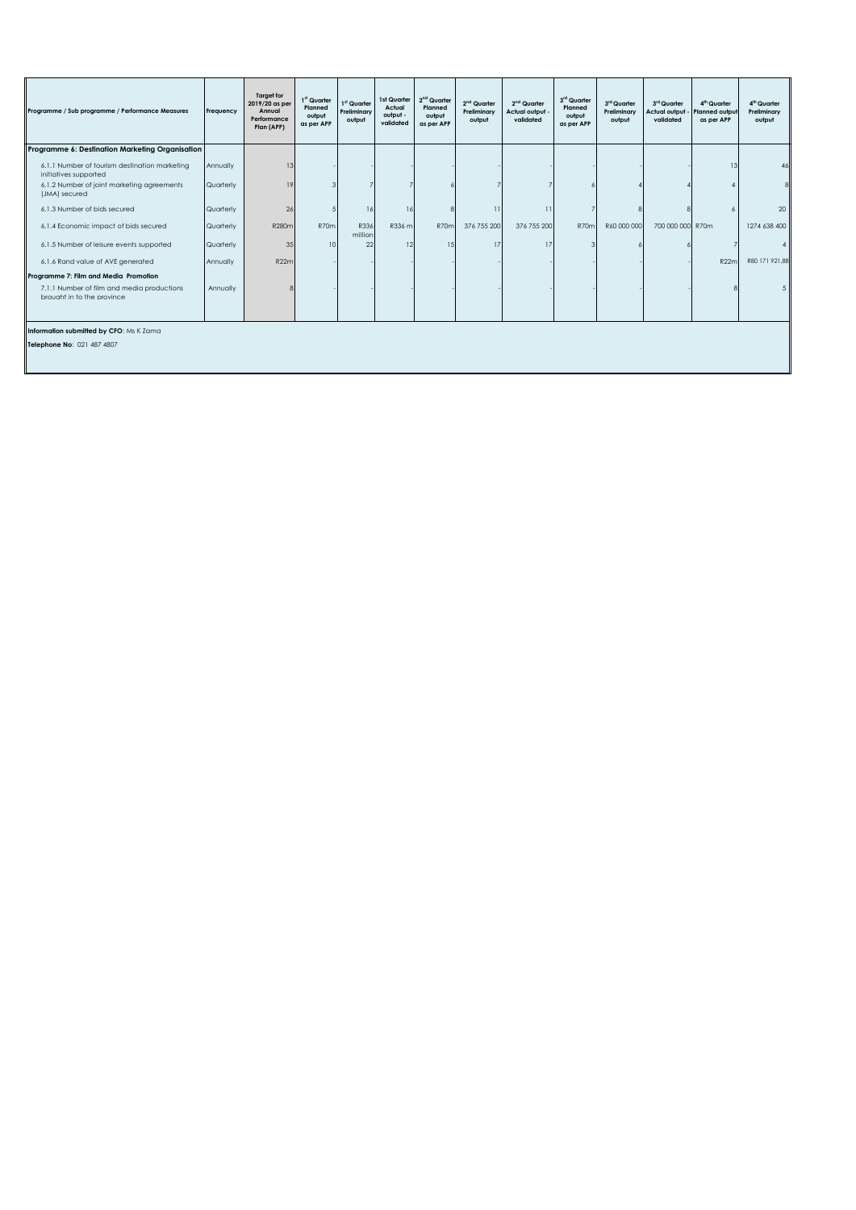| Programme / Sub programme / Performance Measures | Frequency | Target for 2019/20 as per Annual Performance Plan (APP) | 1st Quarter Planned output as per APP | 1st Quarter Preliminary output | 1st Quarter Actual output - validated | 2nd Quarter Planned output as per APP | 2nd Quarter Preliminary output | 2nd Quarter Actual output - validated | 3rd Quarter Planned output as per APP | 3rd Quarter Preliminary output | 3rd Quarter Actual output - validated | 4th Quarter Planned output as per APP | 4th Quarter Preliminary output |
|---|---|---|---|---|---|---|---|---|---|---|---|---|---|
| **Programme 6: Destination Marketing Organisation** | | | | | | | | | | | | | |
| 6.1.1 Number of tourism destination marketing initiatives supported | Annually | 13 | - | - | - | - | - | - | - | - | - | 13 | 46 |
| 6.1.2 Number of joint marketing agreements (JMA) secured | Quarterly | 19 | 3 | 7 | 7 | 6 | 7 | 7 | 6 | 4 | 4 | 4 | 8 |
| 6.1.3 Number of bids secured | Quarterly | 26 | 5 | 16 | 16 | 8 | 11 | 11 | 7 | 8 | 8 | 6 | 20 |
| 6.1.4 Economic impact of bids secured | Quarterly | R280m | R70m | R336 million | R336 m | R70m | 376 755 200 | 376 755 200 | R70m | R60 000 000 | 700 000 000 | R70m | 1274 638 400 |
| 6.1.5 Number of leisure events supported | Quarterly | 35 | 10 | 22 | 12 | 15 | 17 | 17 | 3 | 6 | 6 | 7 | 4 |
| 6.1.6 Rand value of AVE generated | Annually | R22m | - | - | - | - | - | - | - | - | - | R22m | R80 171 921,88 |
| **Programme 7: Film and Media Promotion** | | | | | | | | | | | | | |
| 7.1.1 Number of film and media productions brought in to the province | Annually | 8 | - | - | - | - | - | - | - | - | - | 8 | 5 |

**Information submitted by CFO**: Ms K Zama

**Telephone No**: 021 487 4807